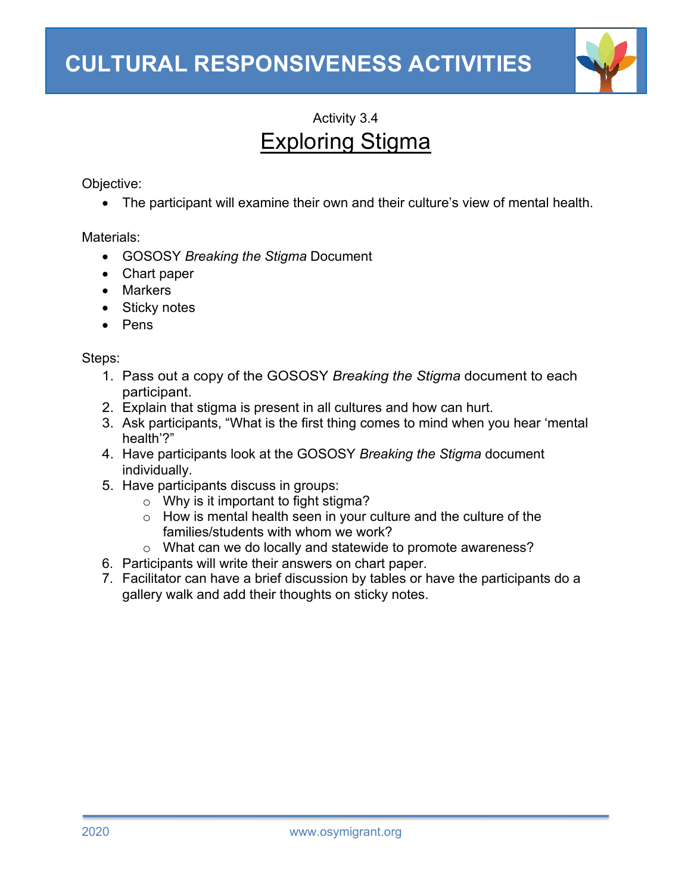# CULTURAL RESPONSIVENESS ACTIVITIES

Activity 3.4

## Exploring Stigma

Objective:

- The participant will examine their own and their culture's view of mental health.

Materials:

- GOSOSY *Breaking the Stigma* Document
- Chart paper
- Markers
- Sticky notes
- Pens

Steps:

1. Pass out a copy of the GOSOSY *Breaking the Stigma* document to each participant.
2. Explain that stigma is present in all cultures and how can hurt.
3. Ask participants, "What is the first thing comes to mind when you hear 'mental health'?"
4. Have participants look at the GOSOSY *Breaking the Stigma* document individually.
5. Have participants discuss in groups:
   - Why is it important to fight stigma?
   - How is mental health seen in your culture and the culture of the families/students with whom we work?
   - What can we do locally and statewide to promote awareness?
6. Participants will write their answers on chart paper.
7. Facilitator can have a brief discussion by tables or have the participants do a gallery walk and add their thoughts on sticky notes.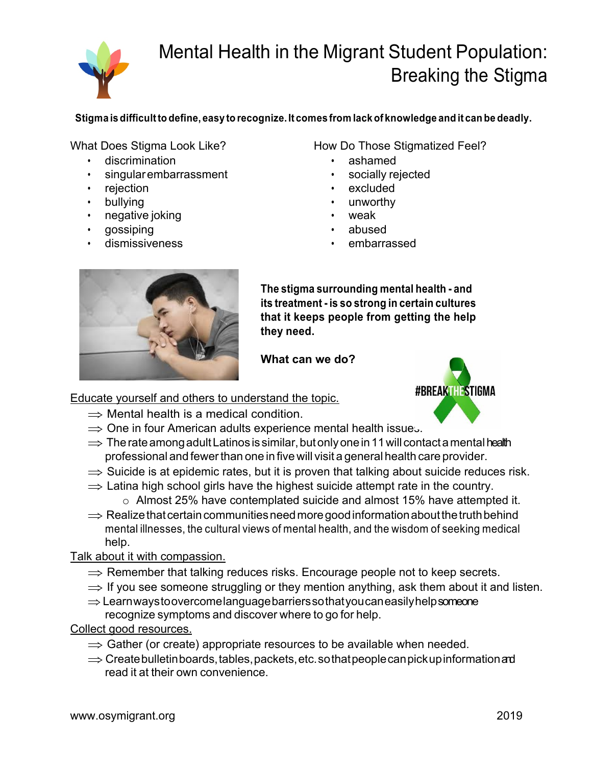# Mental Health in the Migrant Student Population: Breaking the Stigma

**Stigma is difficult to define, easy to recognize. It comes from lack of knowledge and it can be deadly.**

What Does Stigma Look Like?

- discrimination
- singular embarrassment
- rejection
- bullying
- negative joking
- gossiping
- dismissiveness

How Do Those Stigmatized Feel?

- ashamed
- socially rejected
- excluded
- unworthy
- weak
- abused
- embarrassed

**The stigma surrounding mental health - and its treatment - is so strong in certain cultures that it keeps people from getting the help they need.**

**What can we do?**

#BREAKTHESTIGMA

Educate yourself and others to understand the topic.

- ⇒ Mental health is a medical condition.
- ⇒ One in four American adults experience mental health issues.
- ⇒ The rate among adult Latinos is similar, but only one in 11 will contact a mental health professional and fewer than one in five will visit a general health care provider.
- ⇒ Suicide is at epidemic rates, but it is proven that talking about suicide reduces risk.
- ⇒ Latina high school girls have the highest suicide attempt rate in the country.
  - Almost 25% have contemplated suicide and almost 15% have attempted it.
- ⇒ Realize that certain communities need more good information about the truth behind mental illnesses, the cultural views of mental health, and the wisdom of seeking medical help.

Talk about it with compassion.

- ⇒ Remember that talking reduces risks. Encourage people not to keep secrets.
- ⇒ If you see someone struggling or they mention anything, ask them about it and listen.
- ⇒ Learn ways to overcome language barriers so that you can easily help someone recognize symptoms and discover where to go for help.

Collect good resources.

- ⇒ Gather (or create) appropriate resources to be available when needed.
- ⇒ Create bulletin boards, tables, packets, etc. so that people can pick up information and read it at their own convenience.

www.osymigrant.org 2019